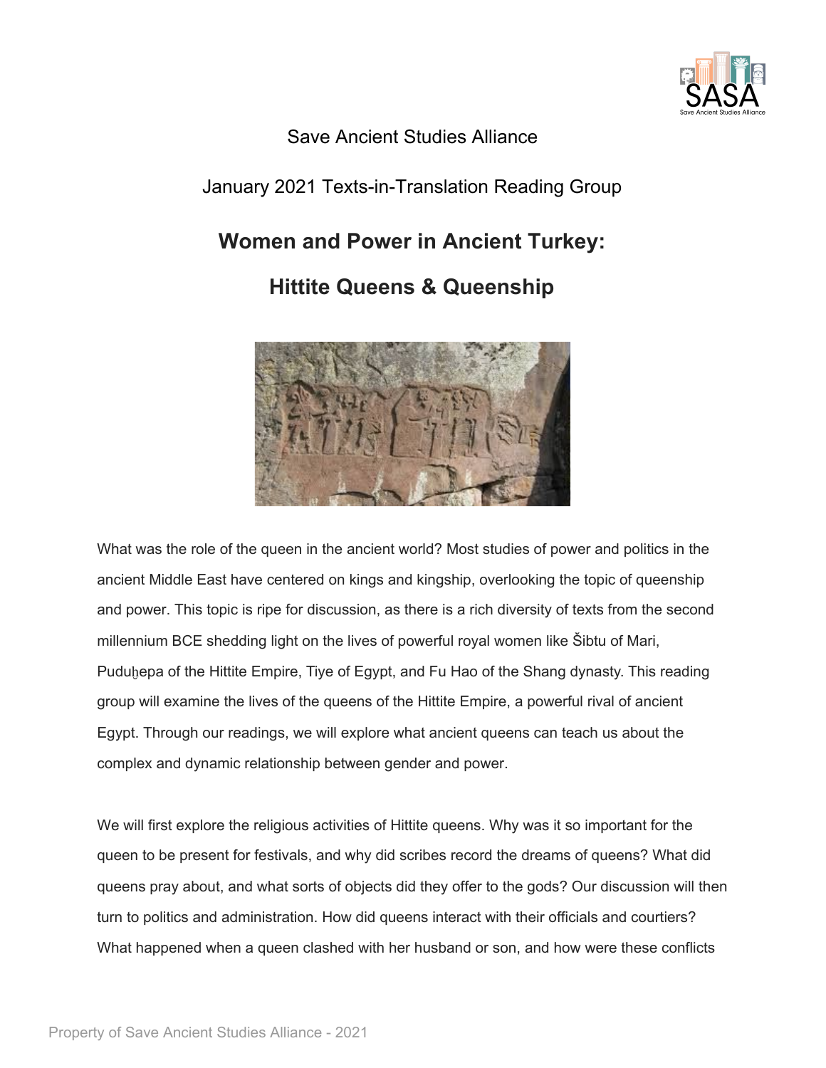Save Ancient Studies Alliance

January 2021 Texts-in-Translation Reading Group

# Women and Power in Ancient Turkey:

# Hittite Queens & Queenship

What was the role of the queen in the ancient world? Most studies of power and politics in the ancient Middle East have centered on kings and kingship, overlooking the topic of queenship and power. This topic is ripe for discussion, as there is a rich diversity of texts from the second millennium BCE shedding light on the lives of powerful royal women like Šibtu of Mari, Puduḫepa of the Hittite Empire, Tiye of Egypt, and Fu Hao of the Shang dynasty. This reading group will examine the lives of the queens of the Hittite Empire, a powerful rival of ancient Egypt. Through our readings, we will explore what ancient queens can teach us about the complex and dynamic relationship between gender and power.

We will first explore the religious activities of Hittite queens. Why was it so important for the queen to be present for festivals, and why did scribes record the dreams of queens? What did queens pray about, and what sorts of objects did they offer to the gods? Our discussion will then turn to politics and administration. How did queens interact with their officials and courtiers? What happened when a queen clashed with her husband or son, and how were these conflicts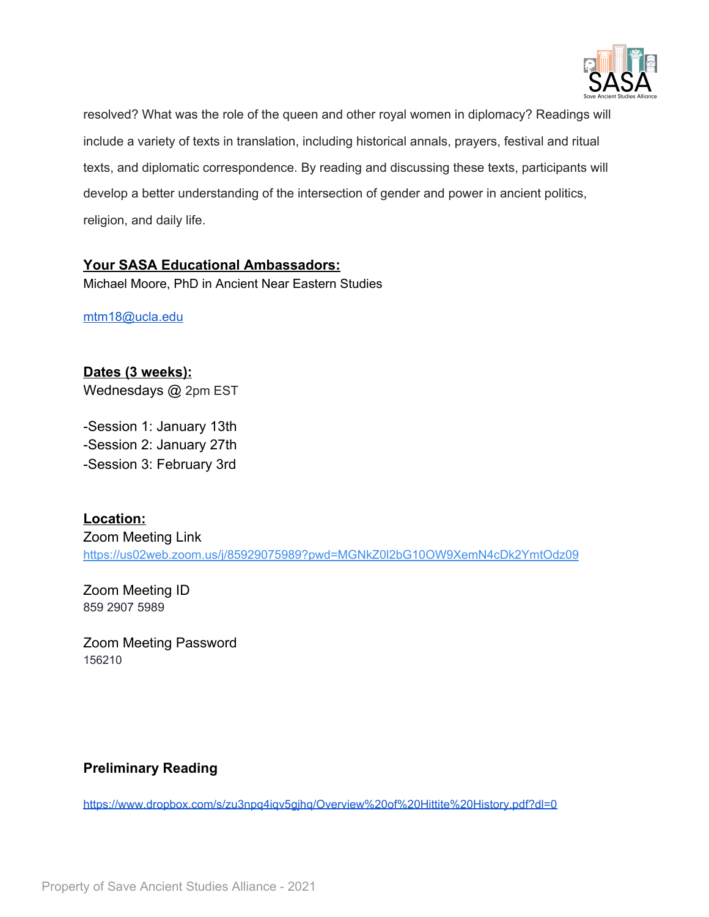resolved? What was the role of the queen and other royal women in diplomacy? Readings will include a variety of texts in translation, including historical annals, prayers, festival and ritual texts, and diplomatic correspondence. By reading and discussing these texts, participants will develop a better understanding of the intersection of gender and power in ancient politics, religion, and daily life.

**Your SASA Educational Ambassadors:**

Michael Moore, PhD in Ancient Near Eastern Studies

[mtm18@ucla.edu](mailto:mtm18@ucla.edu)

**Dates (3 weeks):**

Wednesdays @ 2pm EST

-Session 1: January 13th
-Session 2: January 27th
-Session 3: February 3rd

**Location:**

Zoom Meeting Link
https://us02web.zoom.us/j/85929075989?pwd=MGNkZ0l2bG10OW9XemN4cDk2YmtOdz09

Zoom Meeting ID
859 2907 5989

Zoom Meeting Password
156210

**Preliminary Reading**

https://www.dropbox.com/s/zu3npq4iqv5gjhq/Overview%20of%20Hittite%20History.pdf?dl=0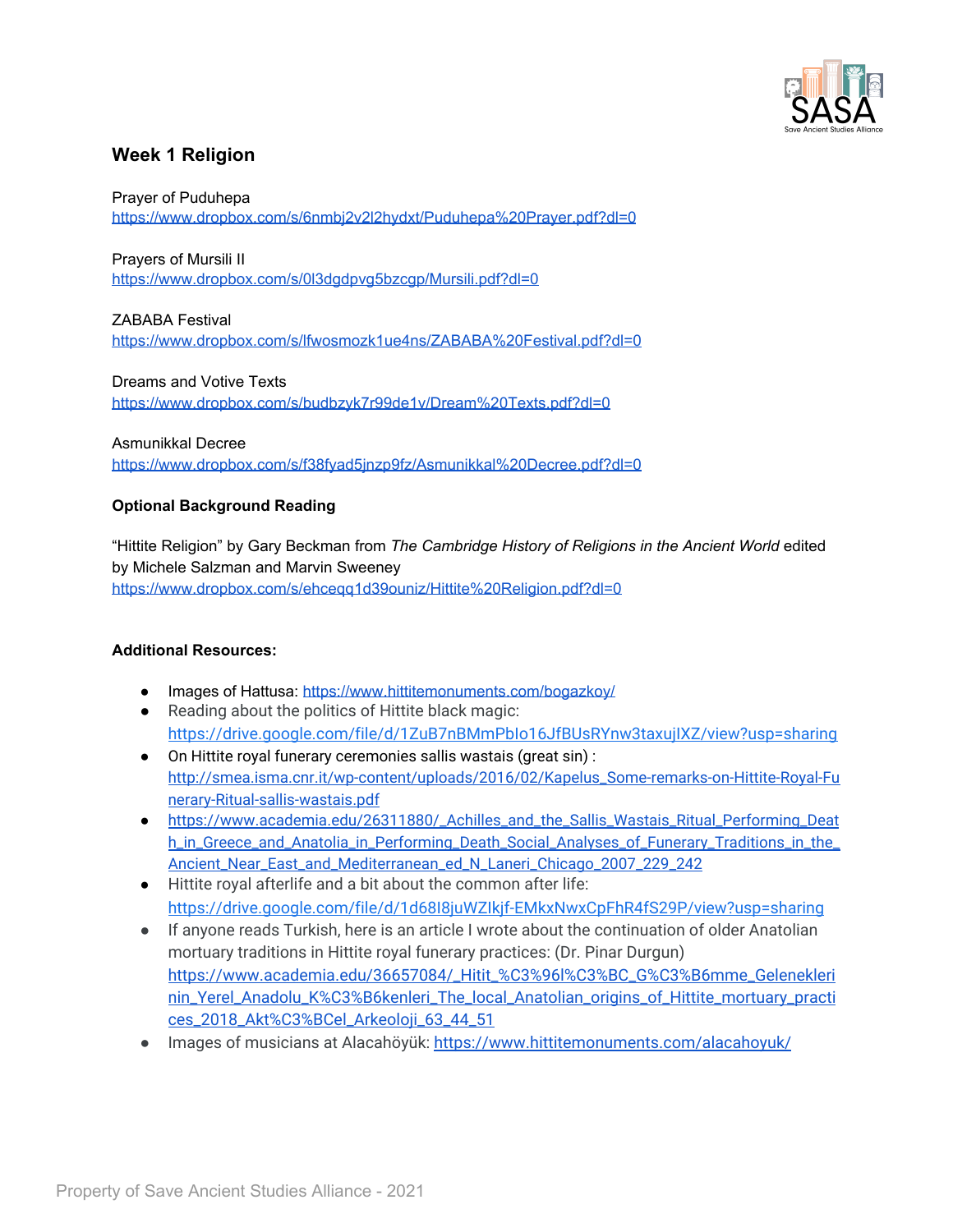## Week 1 Religion

Prayer of Puduhepa
https://www.dropbox.com/s/6nmbj2v2l2hydxt/Puduhepa%20Prayer.pdf?dl=0

Prayers of Mursili II
https://www.dropbox.com/s/0l3dgdpvg5bzcgp/Mursili.pdf?dl=0

ZABABA Festival
https://www.dropbox.com/s/lfwosmozk1ue4ns/ZABABA%20Festival.pdf?dl=0

Dreams and Votive Texts
https://www.dropbox.com/s/budbzyk7r99de1v/Dream%20Texts.pdf?dl=0

Asmunikkal Decree
https://www.dropbox.com/s/f38fyad5jnzp9fz/Asmunikkal%20Decree.pdf?dl=0

**Optional Background Reading**

"Hittite Religion" by Gary Beckman from *The Cambridge History of Religions in the Ancient World* edited by Michele Salzman and Marvin Sweeney
https://www.dropbox.com/s/ehceqq1d39ouniz/Hittite%20Religion.pdf?dl=0

**Additional Resources:**

- Images of Hattusa: https://www.hittitemonuments.com/bogazkoy/
- Reading about the politics of Hittite black magic: https://drive.google.com/file/d/1ZuB7nBMmPblo16JfBUsRYnw3taxujIXZ/view?usp=sharing
- On Hittite royal funerary ceremonies sallis wastais (great sin) : http://smea.isma.cnr.it/wp-content/uploads/2016/02/Kapelus_Some-remarks-on-Hittite-Royal-Funerary-Ritual-sallis-wastais.pdf
- https://www.academia.edu/26311880/_Achilles_and_the_Sallis_Wastais_Ritual_Performing_Death_in_Greece_and_Anatolia_in_Performing_Death_Social_Analyses_of_Funerary_Traditions_in_the_Ancient_Near_East_and_Mediterranean_ed_N_Laneri_Chicago_2007_229_242
- Hittite royal afterlife and a bit about the common after life: https://drive.google.com/file/d/1d68I8juWZIkjf-EMkxNwxCpFhR4fS29P/view?usp=sharing
- If anyone reads Turkish, here is an article I wrote about the continuation of older Anatolian mortuary traditions in Hittite royal funerary practices: (Dr. Pinar Durgun) https://www.academia.edu/36657084/_Hitit_%C3%96l%C3%BC_G%C3%B6mme_Geleneklerinin_Yerel_Anadolu_K%C3%B6kenleri_The_local_Anatolian_origins_of_Hittite_mortuary_practices_2018_Akt%C3%BCel_Arkeoloji_63_44_51
- Images of musicians at Alacahöyük: https://www.hittitemonuments.com/alacahoyuk/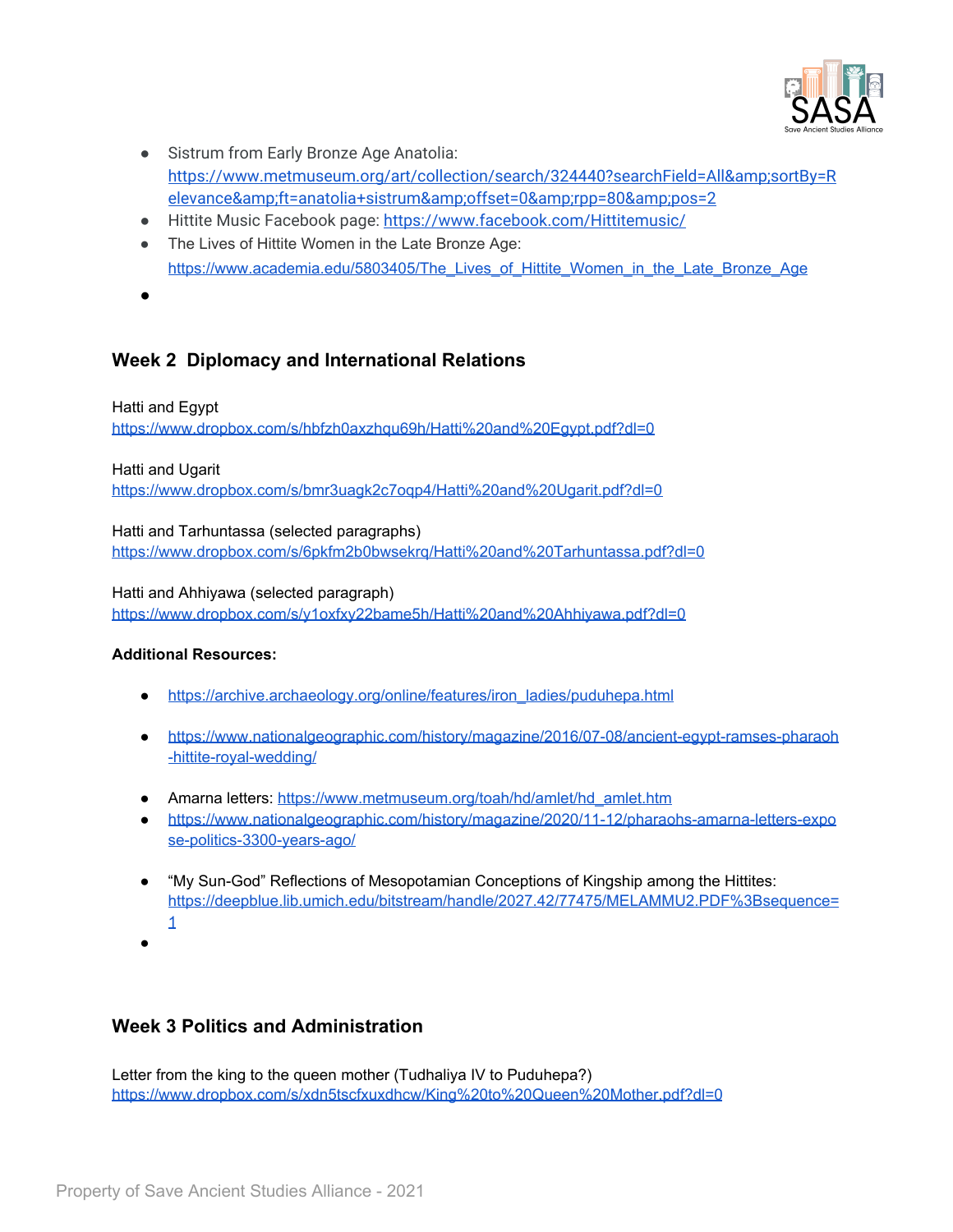- Sistrum from Early Bronze Age Anatolia: https://www.metmuseum.org/art/collection/search/324440?searchField=All&amp;sortBy=Relevance&amp;ft=anatolia+sistrum&amp;offset=0&amp;rpp=80&amp;pos=2
- Hittite Music Facebook page: https://www.facebook.com/Hittitemusic/
- The Lives of Hittite Women in the Late Bronze Age: https://www.academia.edu/5803405/The_Lives_of_Hittite_Women_in_the_Late_Bronze_Age
-

## Week 2 Diplomacy and International Relations

Hatti and Egypt
https://www.dropbox.com/s/hbfzh0axzhqu69h/Hatti%20and%20Egypt.pdf?dl=0

Hatti and Ugarit
https://www.dropbox.com/s/bmr3uagk2c7oqp4/Hatti%20and%20Ugarit.pdf?dl=0

Hatti and Tarhuntassa (selected paragraphs)
https://www.dropbox.com/s/6pkfm2b0bwsekrq/Hatti%20and%20Tarhuntassa.pdf?dl=0

Hatti and Ahhiyawa (selected paragraph)
https://www.dropbox.com/s/y1oxfxy22bame5h/Hatti%20and%20Ahhiyawa.pdf?dl=0

**Additional Resources:**

- https://archive.archaeology.org/online/features/iron_ladies/puduhepa.html
- https://www.nationalgeographic.com/history/magazine/2016/07-08/ancient-egypt-ramses-pharaoh-hittite-royal-wedding/
- Amarna letters: https://www.metmuseum.org/toah/hd/amlet/hd_amlet.htm
- https://www.nationalgeographic.com/history/magazine/2020/11-12/pharaohs-amarna-letters-expose-politics-3300-years-ago/
- "My Sun-God" Reflections of Mesopotamian Conceptions of Kingship among the Hittites: https://deepblue.lib.umich.edu/bitstream/handle/2027.42/77475/MELAMMU2.PDF%3Bsequence=1
-

## Week 3 Politics and Administration

Letter from the king to the queen mother (Tudhaliya IV to Puduhepa?)
https://www.dropbox.com/s/xdn5tscfxuxdhcw/King%20to%20Queen%20Mother.pdf?dl=0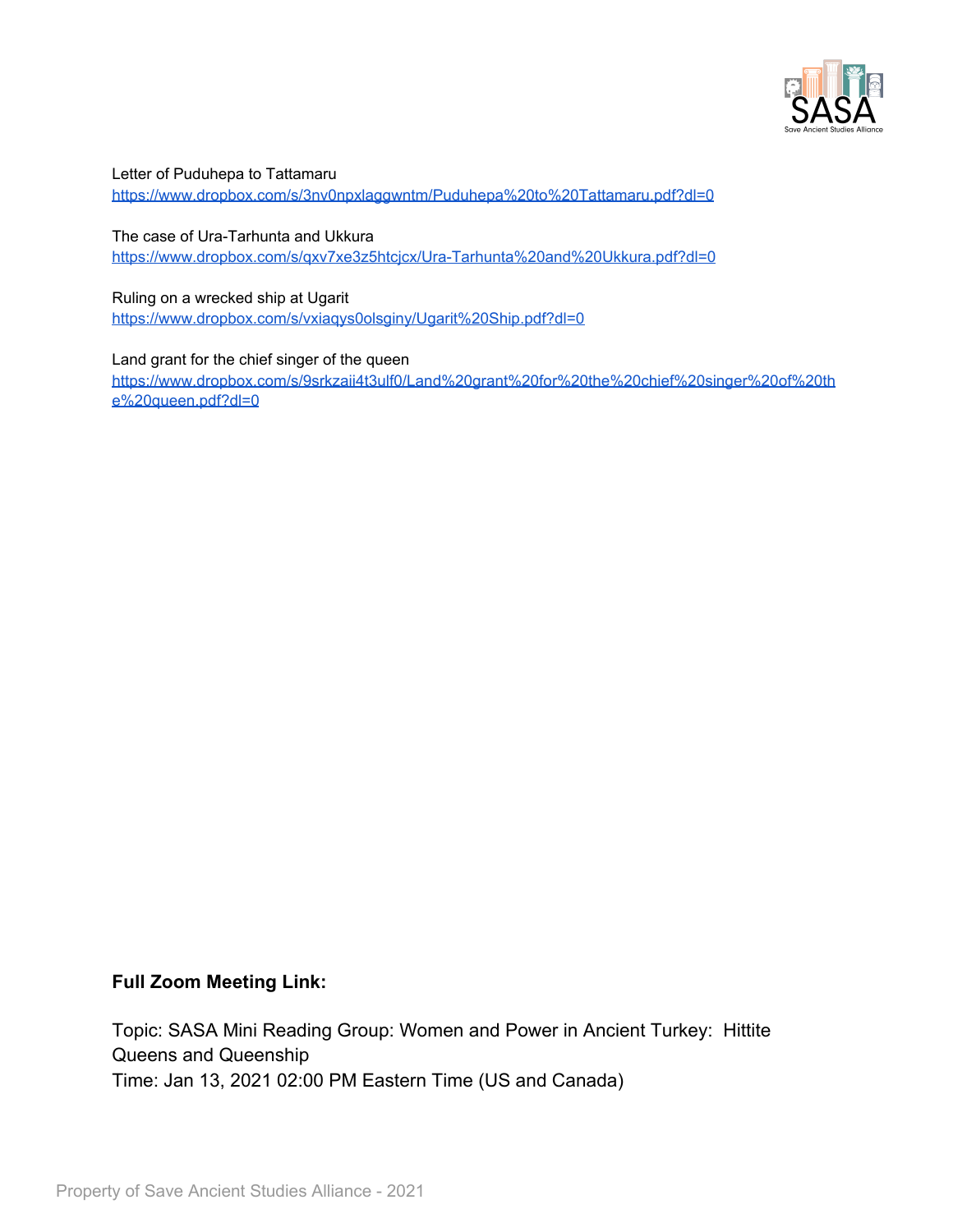Letter of Puduhepa to Tattamaru
https://www.dropbox.com/s/3nv0npxlaggwntm/Puduhepa%20to%20Tattamaru.pdf?dl=0

The case of Ura-Tarhunta and Ukkura
https://www.dropbox.com/s/qxv7xe3z5htcjcx/Ura-Tarhunta%20and%20Ukkura.pdf?dl=0

Ruling on a wrecked ship at Ugarit
https://www.dropbox.com/s/vxiaqys0olsginy/Ugarit%20Ship.pdf?dl=0

Land grant for the chief singer of the queen
https://www.dropbox.com/s/9srkzaii4t3ulf0/Land%20grant%20for%20the%20chief%20singer%20of%20the%20queen.pdf?dl=0

**Full Zoom Meeting Link:**

Topic: SASA Mini Reading Group: Women and Power in Ancient Turkey: Hittite Queens and Queenship
Time: Jan 13, 2021 02:00 PM Eastern Time (US and Canada)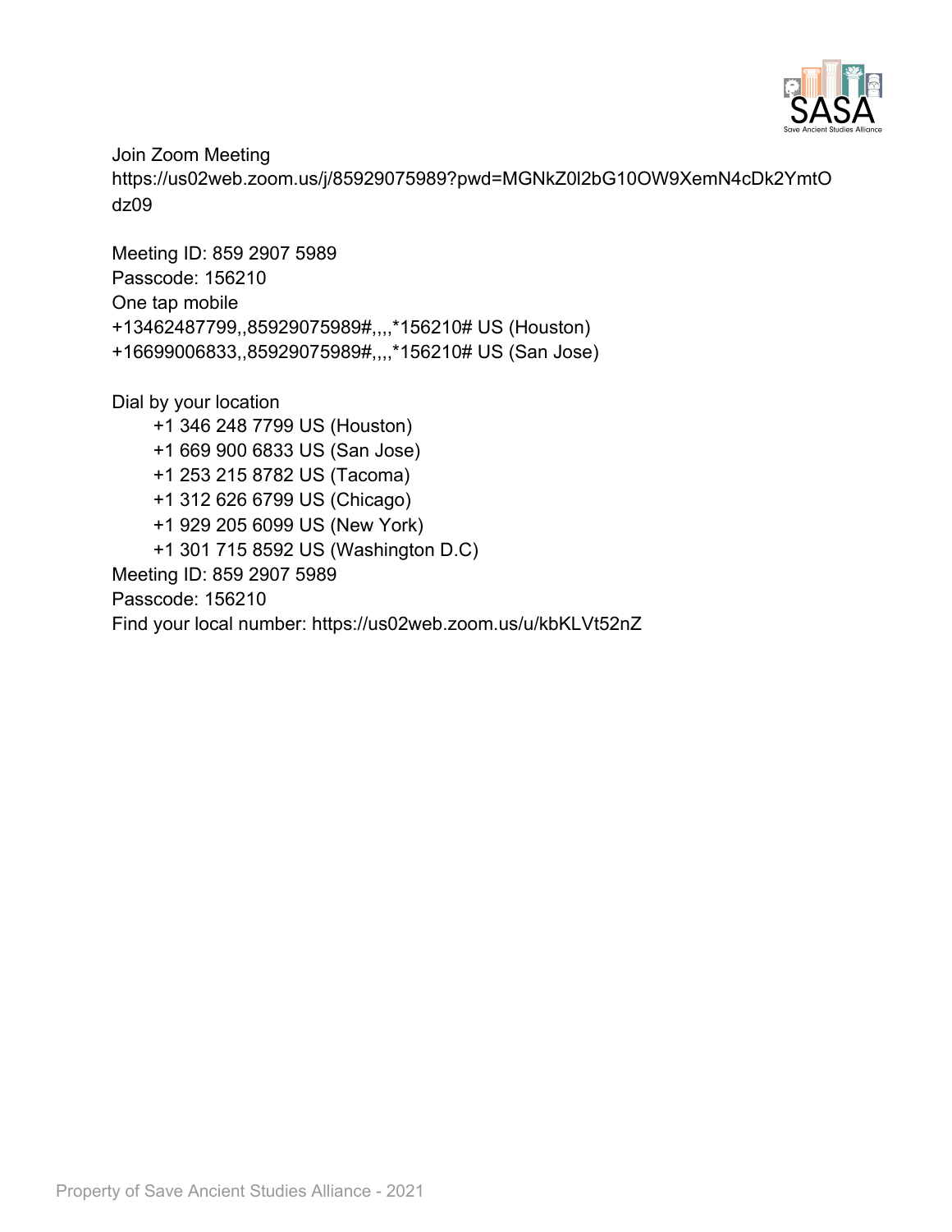Join Zoom Meeting
https://us02web.zoom.us/j/85929075989?pwd=MGNkZ0l2bG10OW9XemN4cDk2YmtOdz09

Meeting ID: 859 2907 5989
Passcode: 156210
One tap mobile
+13462487799,,85929075989#,,,,*156210# US (Houston)
+16699006833,,85929075989#,,,,*156210# US (San Jose)

Dial by your location
- +1 346 248 7799 US (Houston)
- +1 669 900 6833 US (San Jose)
- +1 253 215 8782 US (Tacoma)
- +1 312 626 6799 US (Chicago)
- +1 929 205 6099 US (New York)
- +1 301 715 8592 US (Washington D.C)

Meeting ID: 859 2907 5989
Passcode: 156210
Find your local number: https://us02web.zoom.us/u/kbKLVt52nZ